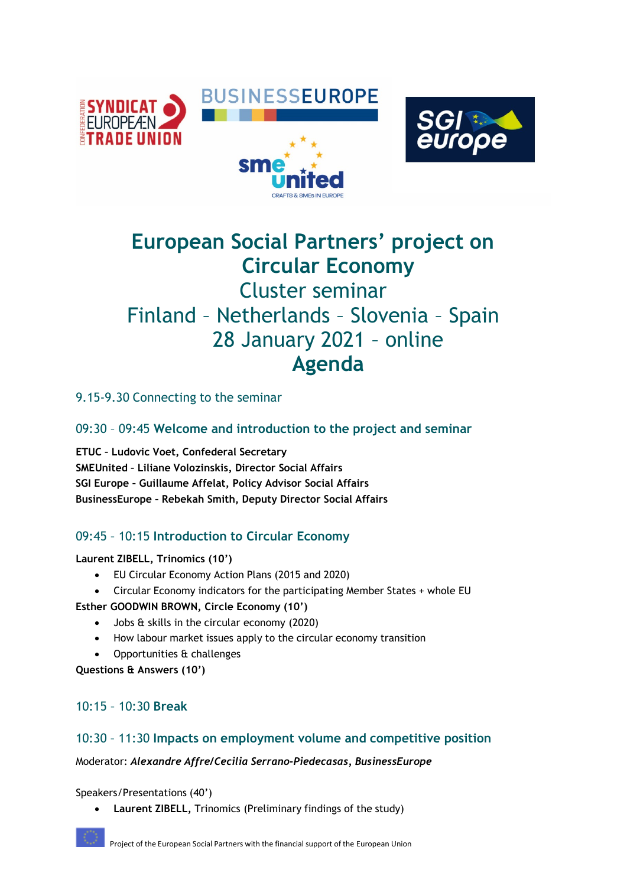# European Social Partners' project on Circular Economy

## Cluster seminar

## Finland – Netherlands – Slovenia – Spain

## 28 January 2021 – online

# Agenda

### 9.15-9.30 Connecting to the seminar

### 09:30 – 09:45 **Welcome and introduction to the project and seminar**

**ETUC - Ludovic Voet, Confederal Secretary**
**SMEUnited - Liliane Volozinskis, Director Social Affairs**
**SGI Europe - Guillaume Affelat, Policy Advisor Social Affairs**
**BusinessEurope - Rebekah Smith, Deputy Director Social Affairs**

### 09:45 – 10:15 **Introduction to Circular Economy**

**Laurent ZIBELL, Trinomics (10')**

- EU Circular Economy Action Plans (2015 and 2020)
- Circular Economy indicators for the participating Member States + whole EU

**Esther GOODWIN BROWN, Circle Economy (10')**

- Jobs & skills in the circular economy (2020)
- How labour market issues apply to the circular economy transition
- Opportunities & challenges

**Questions & Answers (10')**

### 10:15 – 10:30 **Break**

### 10:30 – 11:30 **Impacts on employment volume and competitive position**

Moderator: ***Alexandre Affre/Cecilia Serrano-Piedecasas*****,** ***BusinessEurope***

Speakers/Presentations (40')

- **Laurent ZIBELL,** Trinomics (Preliminary findings of the study)

Project of the European Social Partners with the financial support of the European Union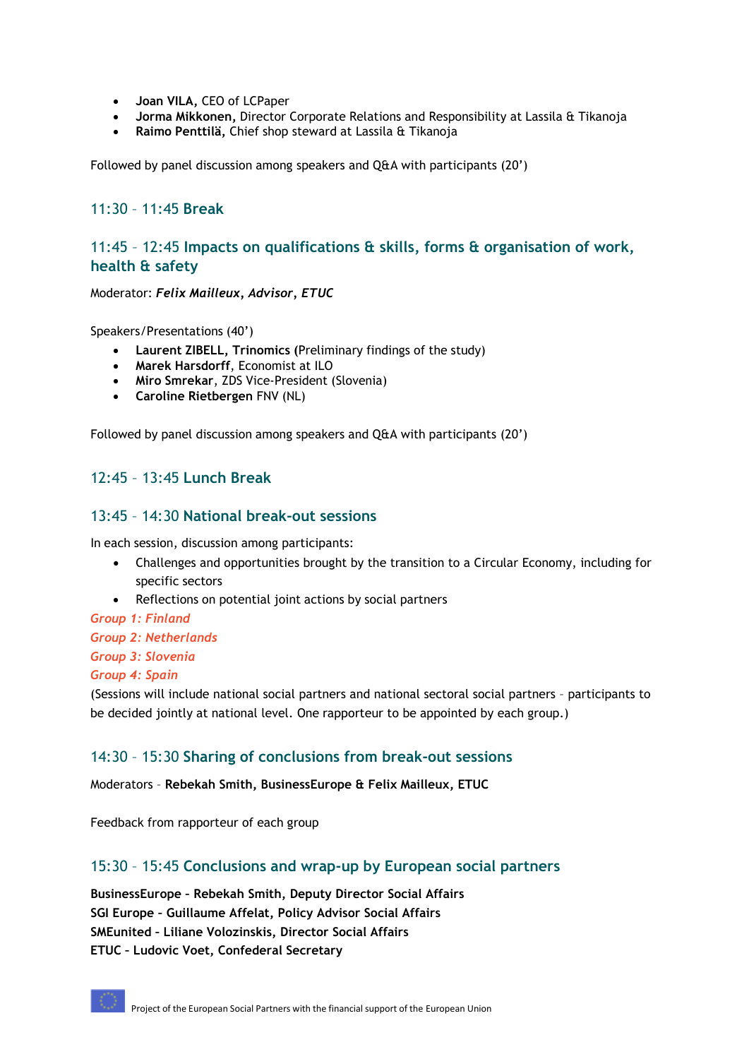- **Joan VILA,** CEO of LCPaper
- **Jorma Mikkonen,** Director Corporate Relations and Responsibility at Lassila & Tikanoja
- **Raimo Penttilä,** Chief shop steward at Lassila & Tikanoja

Followed by panel discussion among speakers and Q&A with participants (20')

## 11:30 – 11:45 Break

## 11:45 – 12:45 Impacts on qualifications & skills, forms & organisation of work, health & safety

Moderator: ***Felix Mailleux, Advisor, ETUC***

Speakers/Presentations (40')

- **Laurent ZIBELL, Trinomics (**Preliminary findings of the study)
- **Marek Harsdorff**, Economist at ILO
- **Miro Smrekar**, ZDS Vice-President (Slovenia)
- **Caroline Rietbergen** FNV (NL)

Followed by panel discussion among speakers and Q&A with participants (20')

## 12:45 – 13:45 Lunch Break

## 13:45 – 14:30 National break-out sessions

In each session, discussion among participants:

- Challenges and opportunities brought by the transition to a Circular Economy, including for specific sectors
- Reflections on potential joint actions by social partners

***Group 1: Finland***

***Group 2: Netherlands***

***Group 3: Slovenia***

***Group 4: Spain***

(Sessions will include national social partners and national sectoral social partners – participants to be decided jointly at national level. One rapporteur to be appointed by each group.)

## 14:30 – 15:30 Sharing of conclusions from break-out sessions

Moderators – **Rebekah Smith, BusinessEurope & Felix Mailleux, ETUC**

Feedback from rapporteur of each group

## 15:30 – 15:45 Conclusions and wrap-up by European social partners

**BusinessEurope – Rebekah Smith, Deputy Director Social Affairs**
**SGI Europe – Guillaume Affelat, Policy Advisor Social Affairs**
**SMEunited – Liliane Volozinskis, Director Social Affairs**
**ETUC – Ludovic Voet, Confederal Secretary**

Project of the European Social Partners with the financial support of the European Union